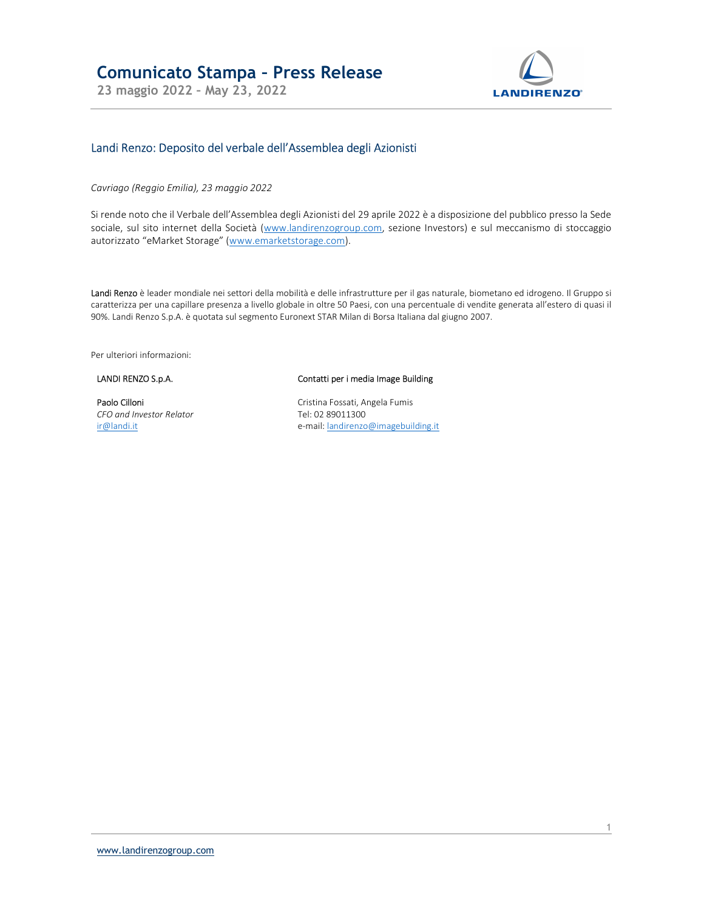# Comunicato Stampa – Press Release

23 maggio 2022 – May 23, 2022

## Landi Renzo: Deposito del verbale dell'Assemblea degli Azionisti

*Cavriago (Reggio Emilia), 23 maggio 2022*

Si rende noto che il Verbale dell'Assemblea degli Azionisti del 29 aprile 2022 è a disposizione del pubblico presso la Sede sociale, sul sito internet della Società (www.landirenzogroup.com, sezione Investors) e sul meccanismo di stoccaggio autorizzato "eMarket Storage" (www.emarketstorage.com).

Landi Renzo è leader mondiale nei settori della mobilità e delle infrastrutture per il gas naturale, biometano ed idrogeno. Il Gruppo si caratterizza per una capillare presenza a livello globale in oltre 50 Paesi, con una percentuale di vendite generata all'estero di quasi il 90%. Landi Renzo S.p.A. è quotata sul segmento Euronext STAR Milan di Borsa Italiana dal giugno 2007.

Per ulteriori informazioni:

LANDI RENZO S.p.A.

Paolo Cilloni
*CFO and Investor Relator*
ir@landi.it

Contatti per i media Image Building

Cristina Fossati, Angela Fumis
Tel: 02 89011300
e-mail: landirenzo@imagebuilding.it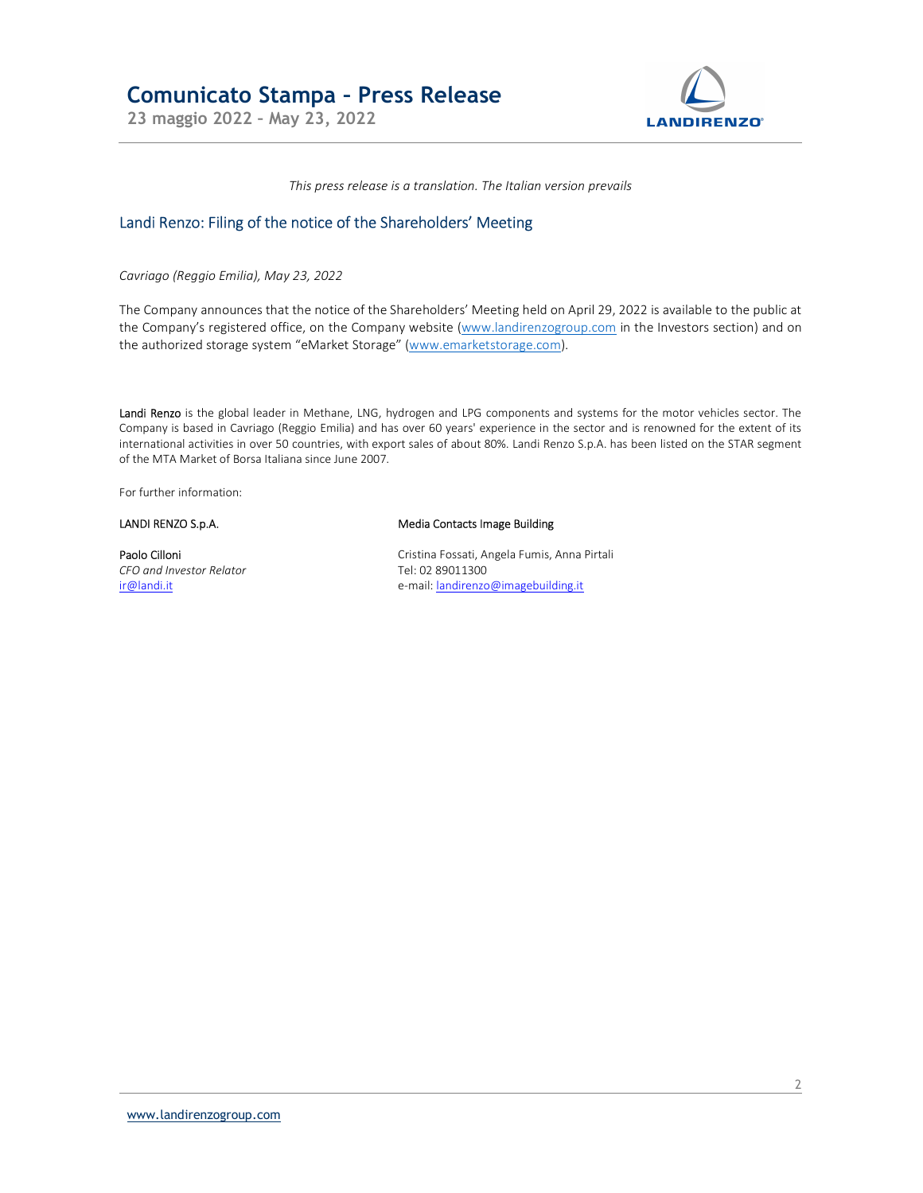# Comunicato Stampa – Press Release

**23 maggio 2022 – May 23, 2022**

*This press release is a translation. The Italian version prevails*

## Landi Renzo: Filing of the notice of the Shareholders' Meeting

*Cavriago (Reggio Emilia), May 23, 2022*

The Company announces that the notice of the Shareholders' Meeting held on April 29, 2022 is available to the public at the Company's registered office, on the Company website (www.landirenzogroup.com in the Investors section) and on the authorized storage system "eMarket Storage" (www.emarketstorage.com).

Landi Renzo is the global leader in Methane, LNG, hydrogen and LPG components and systems for the motor vehicles sector. The Company is based in Cavriago (Reggio Emilia) and has over 60 years' experience in the sector and is renowned for the extent of its international activities in over 50 countries, with export sales of about 80%. Landi Renzo S.p.A. has been listed on the STAR segment of the MTA Market of Borsa Italiana since June 2007.

For further information:

LANDI RENZO S.p.A.

Paolo Cilloni
*CFO and Investor Relator*
ir@landi.it

Media Contacts Image Building

Cristina Fossati, Angela Fumis, Anna Pirtali
Tel: 02 89011300
e-mail: landirenzo@imagebuilding.it